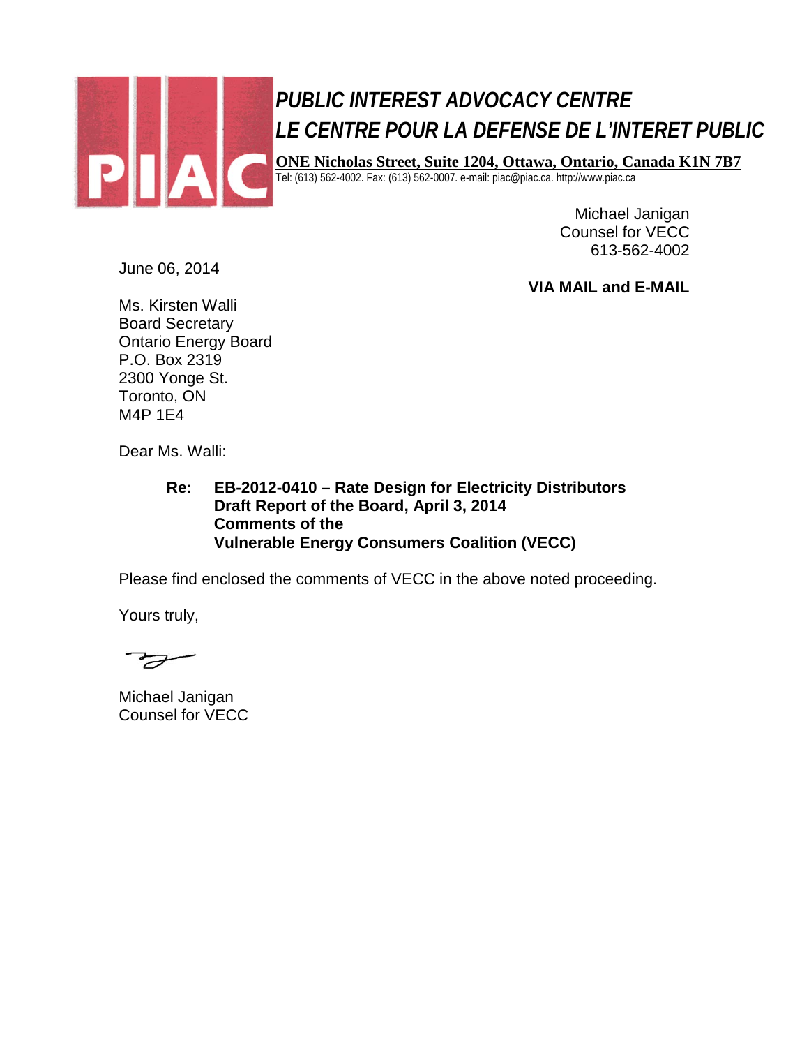# PUBLIC INTEREST ADVOCACY CENTRE
# LE CENTRE POUR LA DEFENSE DE L'INTERET PUBLIC

**ONE Nicholas Street, Suite 1204, Ottawa, Ontario, Canada K1N 7B7**
Tel: (613) 562-4002. Fax: (613) 562-0007. e-mail: piac@piac.ca. http://www.piac.ca

Michael Janigan
Counsel for VECC
613-562-4002

June 06, 2014

**VIA MAIL and E-MAIL**

Ms. Kirsten Walli
Board Secretary
Ontario Energy Board
P.O. Box 2319
2300 Yonge St.
Toronto, ON
M4P 1E4

Dear Ms. Walli:

**Re: EB-2012-0410 – Rate Design for Electricity Distributors**
**Draft Report of the Board, April 3, 2014**
**Comments of the**
**Vulnerable Energy Consumers Coalition (VECC)**

Please find enclosed the comments of VECC in the above noted proceeding.

Yours truly,

Michael Janigan
Counsel for VECC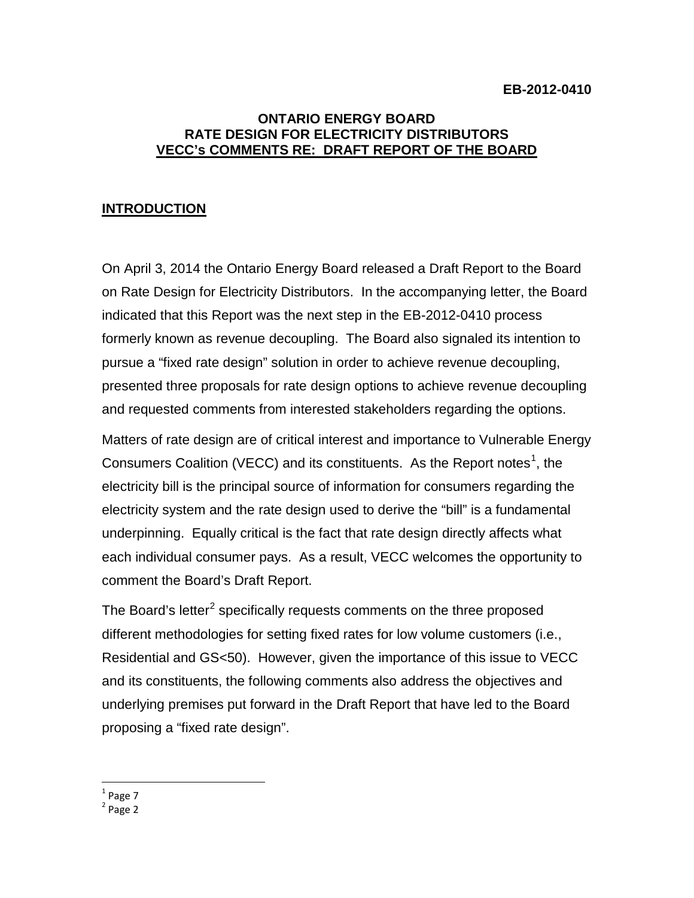**EB-2012-0410**

**ONTARIO ENERGY BOARD**
**RATE DESIGN FOR ELECTRICITY DISTRIBUTORS**
**VECC's COMMENTS RE: DRAFT REPORT OF THE BOARD**

## INTRODUCTION

On April 3, 2014 the Ontario Energy Board released a Draft Report to the Board on Rate Design for Electricity Distributors. In the accompanying letter, the Board indicated that this Report was the next step in the EB-2012-0410 process formerly known as revenue decoupling. The Board also signaled its intention to pursue a "fixed rate design" solution in order to achieve revenue decoupling, presented three proposals for rate design options to achieve revenue decoupling and requested comments from interested stakeholders regarding the options.

Matters of rate design are of critical interest and importance to Vulnerable Energy Consumers Coalition (VECC) and its constituents. As the Report notes[1], the electricity bill is the principal source of information for consumers regarding the electricity system and the rate design used to derive the "bill" is a fundamental underpinning. Equally critical is the fact that rate design directly affects what each individual consumer pays. As a result, VECC welcomes the opportunity to comment the Board's Draft Report.

The Board's letter[2] specifically requests comments on the three proposed different methodologies for setting fixed rates for low volume customers (i.e., Residential and GS<50). However, given the importance of this issue to VECC and its constituents, the following comments also address the objectives and underlying premises put forward in the Draft Report that have led to the Board proposing a "fixed rate design".

[1] Page 7
[2] Page 2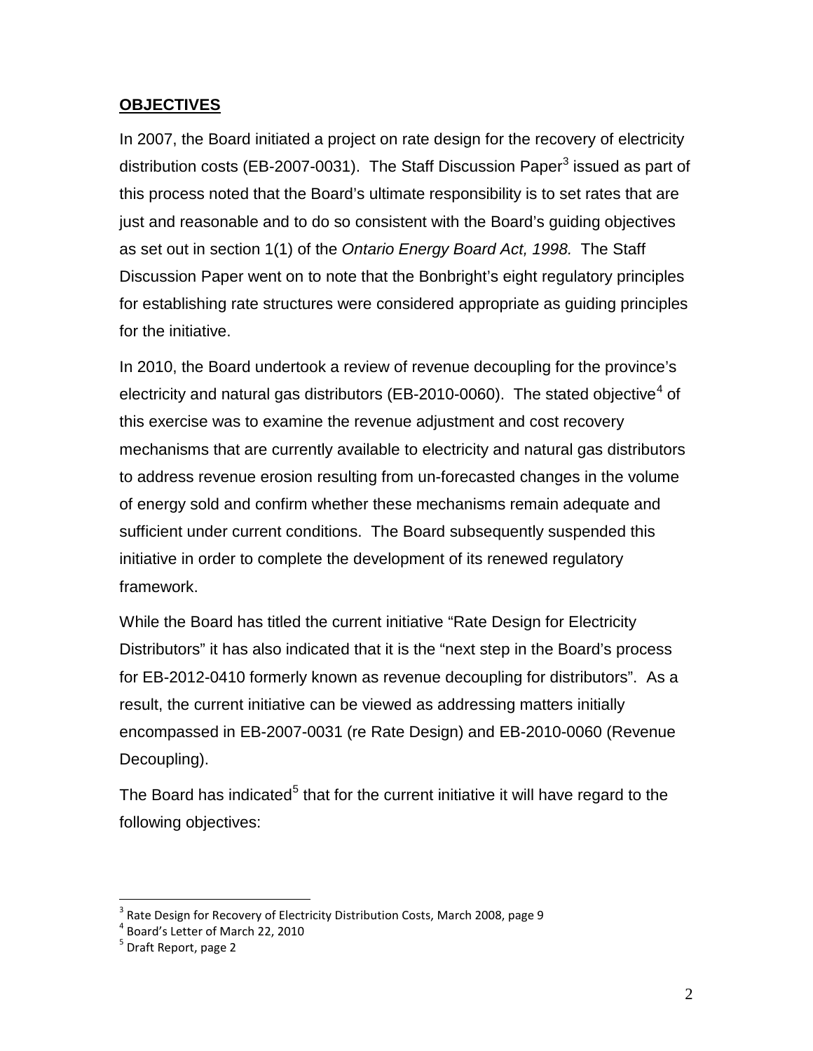## **OBJECTIVES**

In 2007, the Board initiated a project on rate design for the recovery of electricity distribution costs (EB-2007-0031). The Staff Discussion Paper[3] issued as part of this process noted that the Board's ultimate responsibility is to set rates that are just and reasonable and to do so consistent with the Board's guiding objectives as set out in section 1(1) of the *Ontario Energy Board Act, 1998.* The Staff Discussion Paper went on to note that the Bonbright's eight regulatory principles for establishing rate structures were considered appropriate as guiding principles for the initiative.

In 2010, the Board undertook a review of revenue decoupling for the province's electricity and natural gas distributors (EB-2010-0060). The stated objective[4] of this exercise was to examine the revenue adjustment and cost recovery mechanisms that are currently available to electricity and natural gas distributors to address revenue erosion resulting from un-forecasted changes in the volume of energy sold and confirm whether these mechanisms remain adequate and sufficient under current conditions. The Board subsequently suspended this initiative in order to complete the development of its renewed regulatory framework.

While the Board has titled the current initiative "Rate Design for Electricity Distributors" it has also indicated that it is the "next step in the Board's process for EB-2012-0410 formerly known as revenue decoupling for distributors". As a result, the current initiative can be viewed as addressing matters initially encompassed in EB-2007-0031 (re Rate Design) and EB-2010-0060 (Revenue Decoupling).

The Board has indicated[5] that for the current initiative it will have regard to the following objectives:

---

[3] Rate Design for Recovery of Electricity Distribution Costs, March 2008, page 9
[4] Board's Letter of March 22, 2010
[5] Draft Report, page 2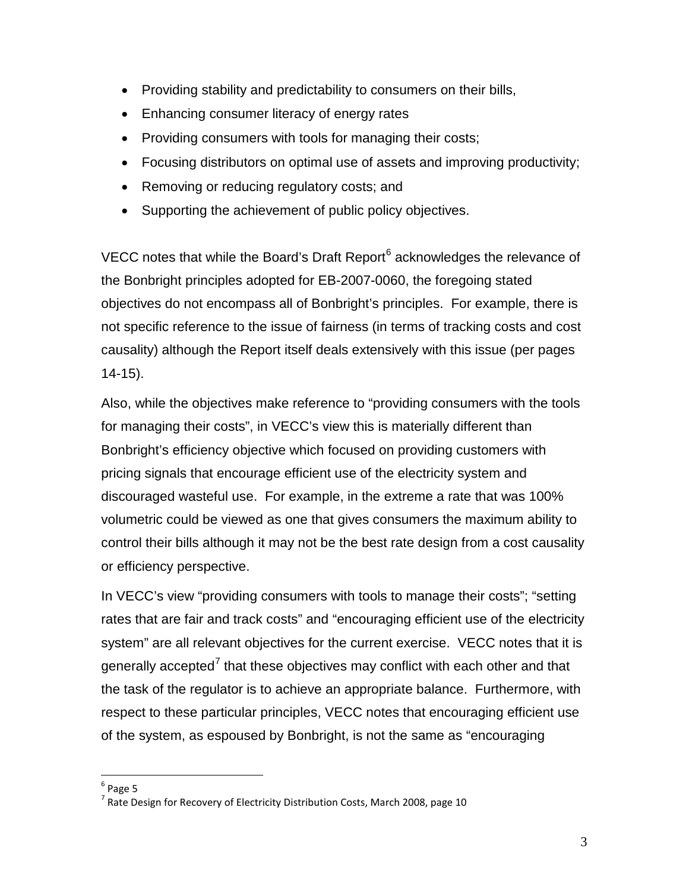- Providing stability and predictability to consumers on their bills,
- Enhancing consumer literacy of energy rates
- Providing consumers with tools for managing their costs;
- Focusing distributors on optimal use of assets and improving productivity;
- Removing or reducing regulatory costs; and
- Supporting the achievement of public policy objectives.

VECC notes that while the Board's Draft Report[6] acknowledges the relevance of the Bonbright principles adopted for EB-2007-0060, the foregoing stated objectives do not encompass all of Bonbright's principles. For example, there is not specific reference to the issue of fairness (in terms of tracking costs and cost causality) although the Report itself deals extensively with this issue (per pages 14-15).

Also, while the objectives make reference to "providing consumers with the tools for managing their costs", in VECC's view this is materially different than Bonbright's efficiency objective which focused on providing customers with pricing signals that encourage efficient use of the electricity system and discouraged wasteful use. For example, in the extreme a rate that was 100% volumetric could be viewed as one that gives consumers the maximum ability to control their bills although it may not be the best rate design from a cost causality or efficiency perspective.

In VECC's view "providing consumers with tools to manage their costs"; "setting rates that are fair and track costs" and "encouraging efficient use of the electricity system" are all relevant objectives for the current exercise. VECC notes that it is generally accepted[7] that these objectives may conflict with each other and that the task of the regulator is to achieve an appropriate balance. Furthermore, with respect to these particular principles, VECC notes that encouraging efficient use of the system, as espoused by Bonbright, is not the same as "encouraging

---

[6] Page 5

[7] Rate Design for Recovery of Electricity Distribution Costs, March 2008, page 10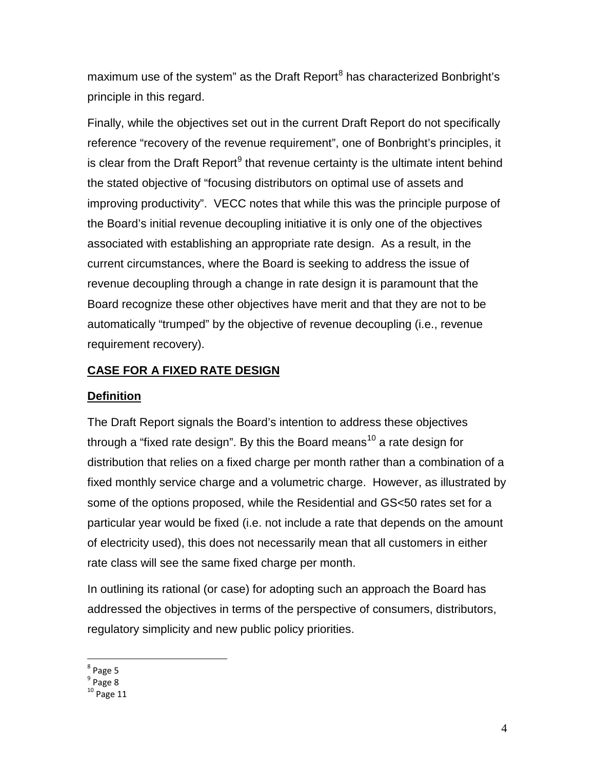maximum use of the system" as the Draft Report[8] has characterized Bonbright's principle in this regard.

Finally, while the objectives set out in the current Draft Report do not specifically reference "recovery of the revenue requirement", one of Bonbright's principles, it is clear from the Draft Report[9] that revenue certainty is the ultimate intent behind the stated objective of "focusing distributors on optimal use of assets and improving productivity". VECC notes that while this was the principle purpose of the Board's initial revenue decoupling initiative it is only one of the objectives associated with establishing an appropriate rate design. As a result, in the current circumstances, where the Board is seeking to address the issue of revenue decoupling through a change in rate design it is paramount that the Board recognize these other objectives have merit and that they are not to be automatically "trumped" by the objective of revenue decoupling (i.e., revenue requirement recovery).

## CASE FOR A FIXED RATE DESIGN

### Definition

The Draft Report signals the Board's intention to address these objectives through a "fixed rate design". By this the Board means[10] a rate design for distribution that relies on a fixed charge per month rather than a combination of a fixed monthly service charge and a volumetric charge. However, as illustrated by some of the options proposed, while the Residential and GS<50 rates set for a particular year would be fixed (i.e. not include a rate that depends on the amount of electricity used), this does not necessarily mean that all customers in either rate class will see the same fixed charge per month.

In outlining its rational (or case) for adopting such an approach the Board has addressed the objectives in terms of the perspective of consumers, distributors, regulatory simplicity and new public policy priorities.

---

[8] Page 5

[9] Page 8

[10] Page 11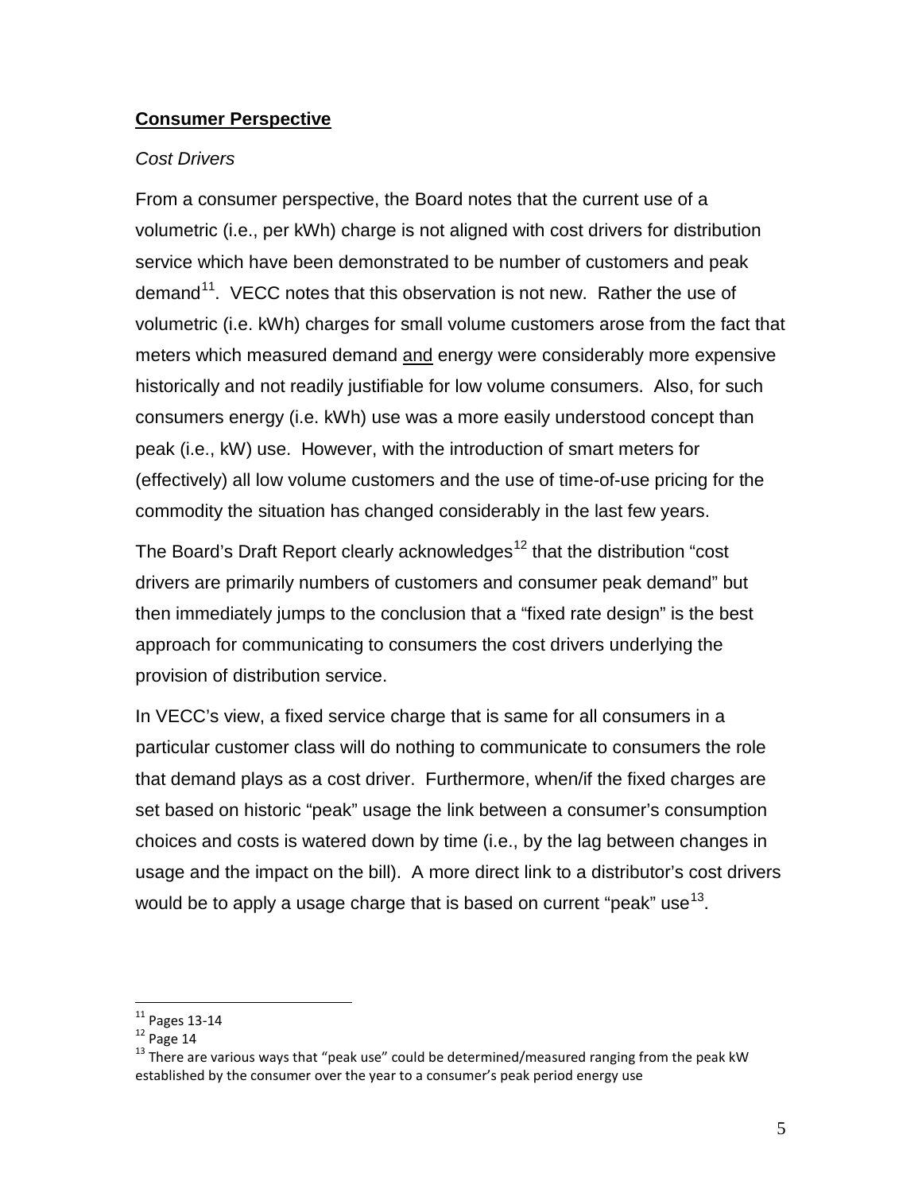## **Consumer Perspective**

*Cost Drivers*

From a consumer perspective, the Board notes that the current use of a volumetric (i.e., per kWh) charge is not aligned with cost drivers for distribution service which have been demonstrated to be number of customers and peak demand[11]. VECC notes that this observation is not new. Rather the use of volumetric (i.e. kWh) charges for small volume customers arose from the fact that meters which measured demand and energy were considerably more expensive historically and not readily justifiable for low volume consumers. Also, for such consumers energy (i.e. kWh) use was a more easily understood concept than peak (i.e., kW) use. However, with the introduction of smart meters for (effectively) all low volume customers and the use of time-of-use pricing for the commodity the situation has changed considerably in the last few years.

The Board's Draft Report clearly acknowledges[12] that the distribution "cost drivers are primarily numbers of customers and consumer peak demand" but then immediately jumps to the conclusion that a "fixed rate design" is the best approach for communicating to consumers the cost drivers underlying the provision of distribution service.

In VECC's view, a fixed service charge that is same for all consumers in a particular customer class will do nothing to communicate to consumers the role that demand plays as a cost driver. Furthermore, when/if the fixed charges are set based on historic "peak" usage the link between a consumer's consumption choices and costs is watered down by time (i.e., by the lag between changes in usage and the impact on the bill). A more direct link to a distributor's cost drivers would be to apply a usage charge that is based on current "peak" use[13].

---

[11] Pages 13-14

[12] Page 14

[13] There are various ways that "peak use" could be determined/measured ranging from the peak kW established by the consumer over the year to a consumer's peak period energy use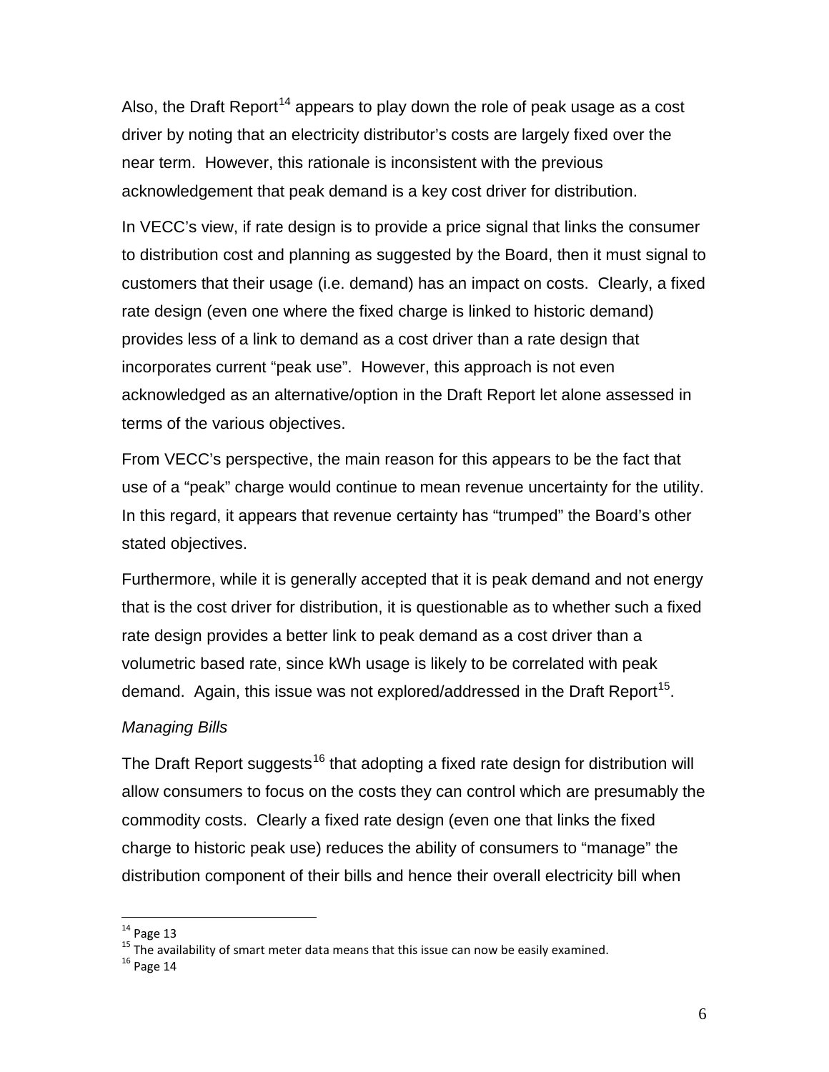Also, the Draft Report[14] appears to play down the role of peak usage as a cost driver by noting that an electricity distributor's costs are largely fixed over the near term. However, this rationale is inconsistent with the previous acknowledgement that peak demand is a key cost driver for distribution.

In VECC's view, if rate design is to provide a price signal that links the consumer to distribution cost and planning as suggested by the Board, then it must signal to customers that their usage (i.e. demand) has an impact on costs. Clearly, a fixed rate design (even one where the fixed charge is linked to historic demand) provides less of a link to demand as a cost driver than a rate design that incorporates current "peak use". However, this approach is not even acknowledged as an alternative/option in the Draft Report let alone assessed in terms of the various objectives.

From VECC's perspective, the main reason for this appears to be the fact that use of a "peak" charge would continue to mean revenue uncertainty for the utility. In this regard, it appears that revenue certainty has "trumped" the Board's other stated objectives.

Furthermore, while it is generally accepted that it is peak demand and not energy that is the cost driver for distribution, it is questionable as to whether such a fixed rate design provides a better link to peak demand as a cost driver than a volumetric based rate, since kWh usage is likely to be correlated with peak demand. Again, this issue was not explored/addressed in the Draft Report[15].

*Managing Bills*

The Draft Report suggests[16] that adopting a fixed rate design for distribution will allow consumers to focus on the costs they can control which are presumably the commodity costs. Clearly a fixed rate design (even one that links the fixed charge to historic peak use) reduces the ability of consumers to "manage" the distribution component of their bills and hence their overall electricity bill when

[14] Page 13

[15] The availability of smart meter data means that this issue can now be easily examined.

[16] Page 14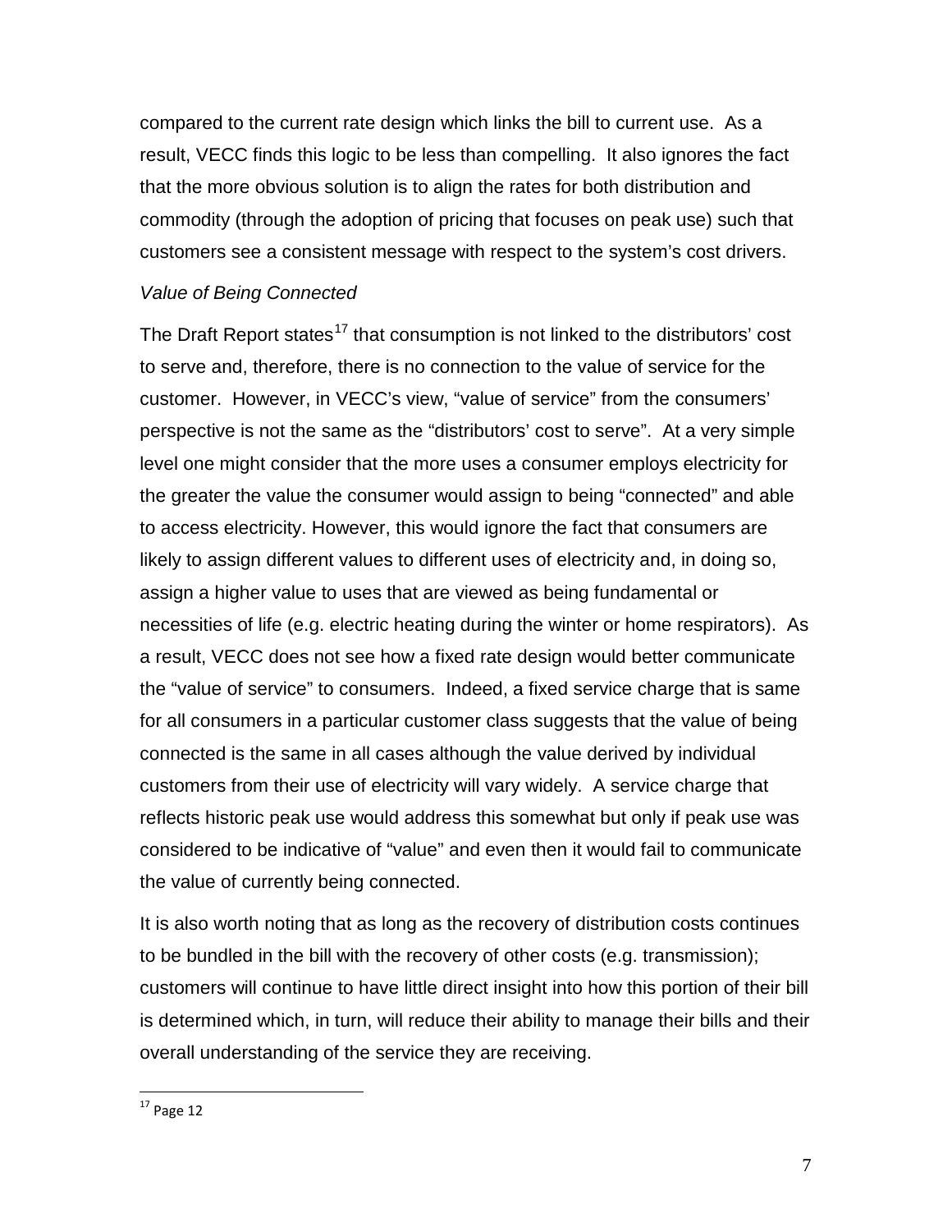compared to the current rate design which links the bill to current use. As a result, VECC finds this logic to be less than compelling. It also ignores the fact that the more obvious solution is to align the rates for both distribution and commodity (through the adoption of pricing that focuses on peak use) such that customers see a consistent message with respect to the system's cost drivers.

*Value of Being Connected*

The Draft Report states[17] that consumption is not linked to the distributors' cost to serve and, therefore, there is no connection to the value of service for the customer. However, in VECC's view, "value of service" from the consumers' perspective is not the same as the "distributors' cost to serve". At a very simple level one might consider that the more uses a consumer employs electricity for the greater the value the consumer would assign to being "connected" and able to access electricity. However, this would ignore the fact that consumers are likely to assign different values to different uses of electricity and, in doing so, assign a higher value to uses that are viewed as being fundamental or necessities of life (e.g. electric heating during the winter or home respirators). As a result, VECC does not see how a fixed rate design would better communicate the "value of service" to consumers. Indeed, a fixed service charge that is same for all consumers in a particular customer class suggests that the value of being connected is the same in all cases although the value derived by individual customers from their use of electricity will vary widely. A service charge that reflects historic peak use would address this somewhat but only if peak use was considered to be indicative of "value" and even then it would fail to communicate the value of currently being connected.

It is also worth noting that as long as the recovery of distribution costs continues to be bundled in the bill with the recovery of other costs (e.g. transmission); customers will continue to have little direct insight into how this portion of their bill is determined which, in turn, will reduce their ability to manage their bills and their overall understanding of the service they are receiving.

[17] Page 12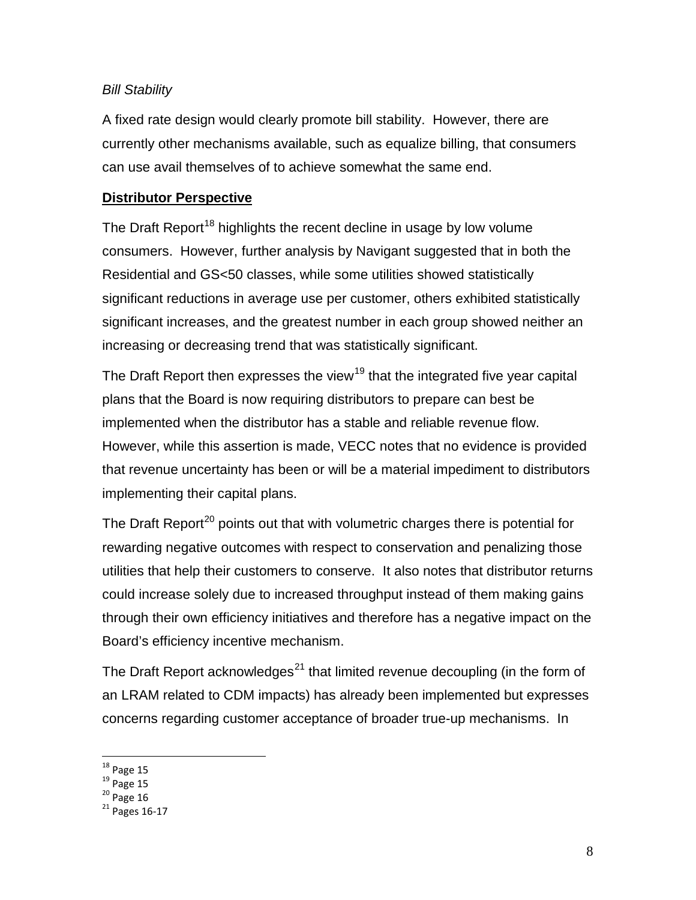*Bill Stability*

A fixed rate design would clearly promote bill stability. However, there are currently other mechanisms available, such as equalize billing, that consumers can use avail themselves of to achieve somewhat the same end.

**Distributor Perspective**

The Draft Report[18] highlights the recent decline in usage by low volume consumers. However, further analysis by Navigant suggested that in both the Residential and GS<50 classes, while some utilities showed statistically significant reductions in average use per customer, others exhibited statistically significant increases, and the greatest number in each group showed neither an increasing or decreasing trend that was statistically significant.

The Draft Report then expresses the view[19] that the integrated five year capital plans that the Board is now requiring distributors to prepare can best be implemented when the distributor has a stable and reliable revenue flow. However, while this assertion is made, VECC notes that no evidence is provided that revenue uncertainty has been or will be a material impediment to distributors implementing their capital plans.

The Draft Report[20] points out that with volumetric charges there is potential for rewarding negative outcomes with respect to conservation and penalizing those utilities that help their customers to conserve. It also notes that distributor returns could increase solely due to increased throughput instead of them making gains through their own efficiency initiatives and therefore has a negative impact on the Board's efficiency incentive mechanism.

The Draft Report acknowledges[21] that limited revenue decoupling (in the form of an LRAM related to CDM impacts) has already been implemented but expresses concerns regarding customer acceptance of broader true-up mechanisms. In

[18] Page 15
[19] Page 15
[20] Page 16
[21] Pages 16-17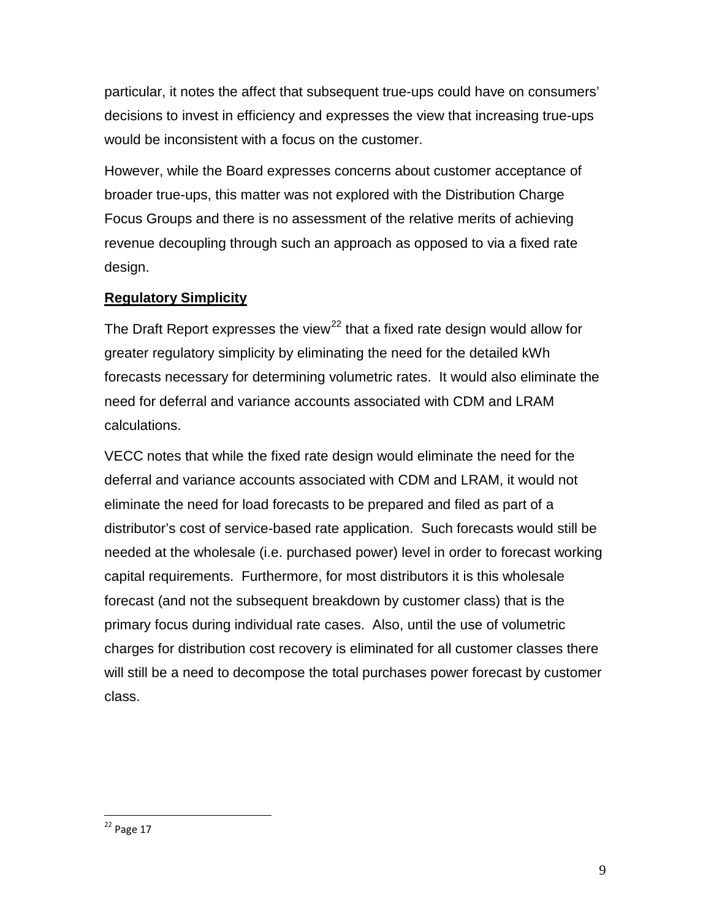particular, it notes the affect that subsequent true-ups could have on consumers' decisions to invest in efficiency and expresses the view that increasing true-ups would be inconsistent with a focus on the customer.

However, while the Board expresses concerns about customer acceptance of broader true-ups, this matter was not explored with the Distribution Charge Focus Groups and there is no assessment of the relative merits of achieving revenue decoupling through such an approach as opposed to via a fixed rate design.

**Regulatory Simplicity**

The Draft Report expresses the view[22] that a fixed rate design would allow for greater regulatory simplicity by eliminating the need for the detailed kWh forecasts necessary for determining volumetric rates. It would also eliminate the need for deferral and variance accounts associated with CDM and LRAM calculations.

VECC notes that while the fixed rate design would eliminate the need for the deferral and variance accounts associated with CDM and LRAM, it would not eliminate the need for load forecasts to be prepared and filed as part of a distributor's cost of service-based rate application. Such forecasts would still be needed at the wholesale (i.e. purchased power) level in order to forecast working capital requirements. Furthermore, for most distributors it is this wholesale forecast (and not the subsequent breakdown by customer class) that is the primary focus during individual rate cases. Also, until the use of volumetric charges for distribution cost recovery is eliminated for all customer classes there will still be a need to decompose the total purchases power forecast by customer class.

---

[22] Page 17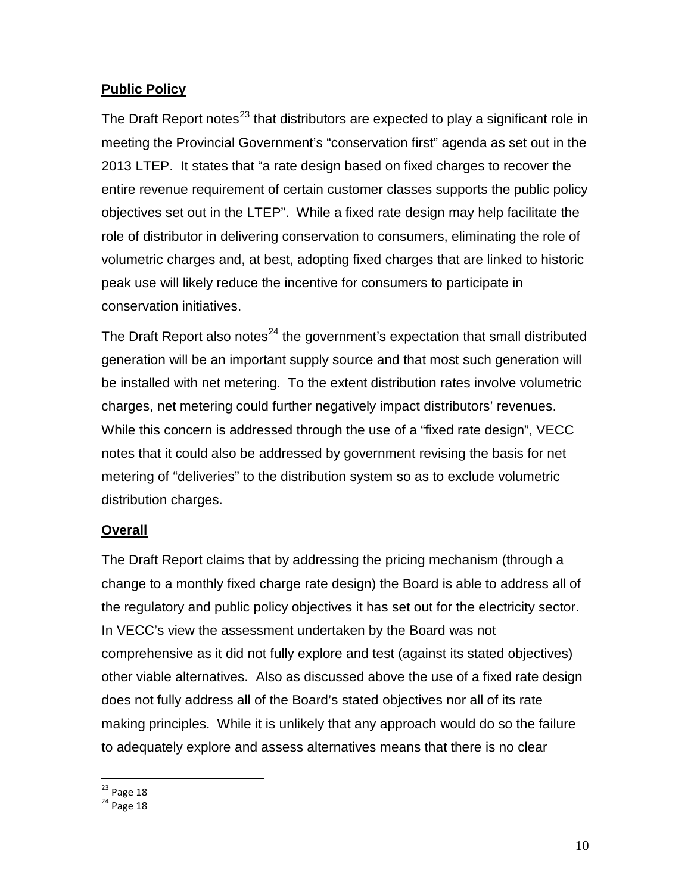## **Public Policy**

The Draft Report notes[23] that distributors are expected to play a significant role in meeting the Provincial Government's "conservation first" agenda as set out in the 2013 LTEP. It states that "a rate design based on fixed charges to recover the entire revenue requirement of certain customer classes supports the public policy objectives set out in the LTEP". While a fixed rate design may help facilitate the role of distributor in delivering conservation to consumers, eliminating the role of volumetric charges and, at best, adopting fixed charges that are linked to historic peak use will likely reduce the incentive for consumers to participate in conservation initiatives.

The Draft Report also notes[24] the government's expectation that small distributed generation will be an important supply source and that most such generation will be installed with net metering. To the extent distribution rates involve volumetric charges, net metering could further negatively impact distributors' revenues. While this concern is addressed through the use of a "fixed rate design", VECC notes that it could also be addressed by government revising the basis for net metering of "deliveries" to the distribution system so as to exclude volumetric distribution charges.

## **Overall**

The Draft Report claims that by addressing the pricing mechanism (through a change to a monthly fixed charge rate design) the Board is able to address all of the regulatory and public policy objectives it has set out for the electricity sector. In VECC's view the assessment undertaken by the Board was not comprehensive as it did not fully explore and test (against its stated objectives) other viable alternatives. Also as discussed above the use of a fixed rate design does not fully address all of the Board's stated objectives nor all of its rate making principles. While it is unlikely that any approach would do so the failure to adequately explore and assess alternatives means that there is no clear

[23] Page 18

[24] Page 18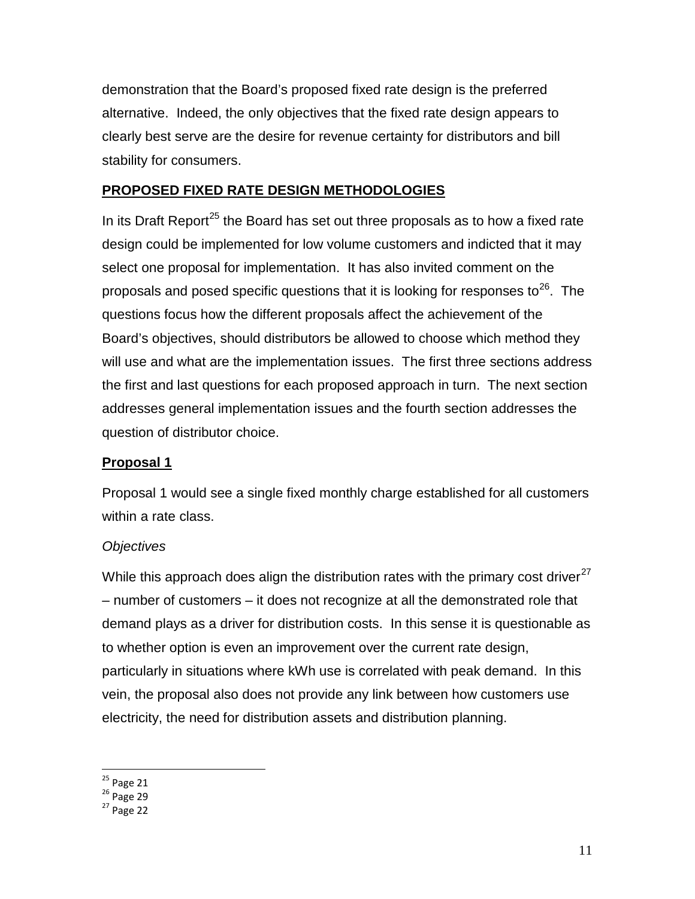demonstration that the Board's proposed fixed rate design is the preferred alternative. Indeed, the only objectives that the fixed rate design appears to clearly best serve are the desire for revenue certainty for distributors and bill stability for consumers.

## PROPOSED FIXED RATE DESIGN METHODOLOGIES

In its Draft Report[25] the Board has set out three proposals as to how a fixed rate design could be implemented for low volume customers and indicted that it may select one proposal for implementation. It has also invited comment on the proposals and posed specific questions that it is looking for responses to[26]. The questions focus how the different proposals affect the achievement of the Board's objectives, should distributors be allowed to choose which method they will use and what are the implementation issues. The first three sections address the first and last questions for each proposed approach in turn. The next section addresses general implementation issues and the fourth section addresses the question of distributor choice.

### Proposal 1

Proposal 1 would see a single fixed monthly charge established for all customers within a rate class.

*Objectives*

While this approach does align the distribution rates with the primary cost driver[27] – number of customers – it does not recognize at all the demonstrated role that demand plays as a driver for distribution costs. In this sense it is questionable as to whether option is even an improvement over the current rate design, particularly in situations where kWh use is correlated with peak demand. In this vein, the proposal also does not provide any link between how customers use electricity, the need for distribution assets and distribution planning.

[25] Page 21
[26] Page 29
[27] Page 22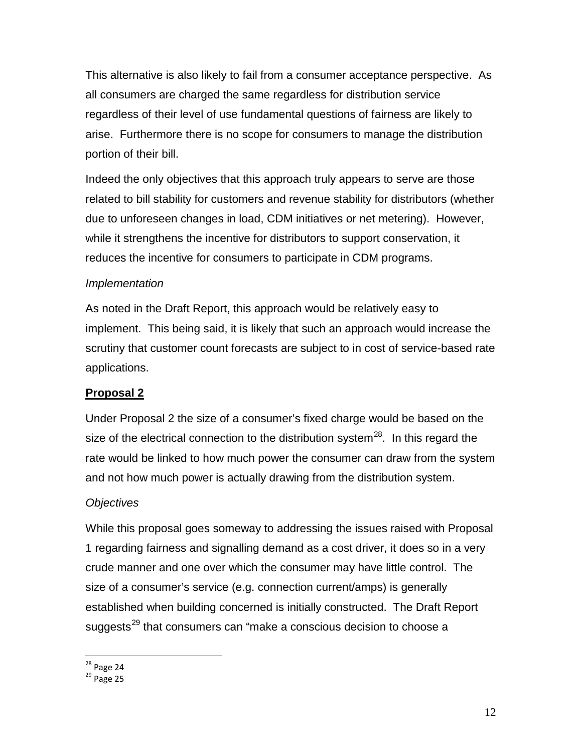This alternative is also likely to fail from a consumer acceptance perspective. As all consumers are charged the same regardless for distribution service regardless of their level of use fundamental questions of fairness are likely to arise. Furthermore there is no scope for consumers to manage the distribution portion of their bill.

Indeed the only objectives that this approach truly appears to serve are those related to bill stability for customers and revenue stability for distributors (whether due to unforeseen changes in load, CDM initiatives or net metering). However, while it strengthens the incentive for distributors to support conservation, it reduces the incentive for consumers to participate in CDM programs.

*Implementation*

As noted in the Draft Report, this approach would be relatively easy to implement. This being said, it is likely that such an approach would increase the scrutiny that customer count forecasts are subject to in cost of service-based rate applications.

**Proposal 2**

Under Proposal 2 the size of a consumer's fixed charge would be based on the size of the electrical connection to the distribution system[28]. In this regard the rate would be linked to how much power the consumer can draw from the system and not how much power is actually drawing from the distribution system.

*Objectives*

While this proposal goes someway to addressing the issues raised with Proposal 1 regarding fairness and signalling demand as a cost driver, it does so in a very crude manner and one over which the consumer may have little control. The size of a consumer's service (e.g. connection current/amps) is generally established when building concerned is initially constructed. The Draft Report suggests[29] that consumers can "make a conscious decision to choose a

[28] Page 24

[29] Page 25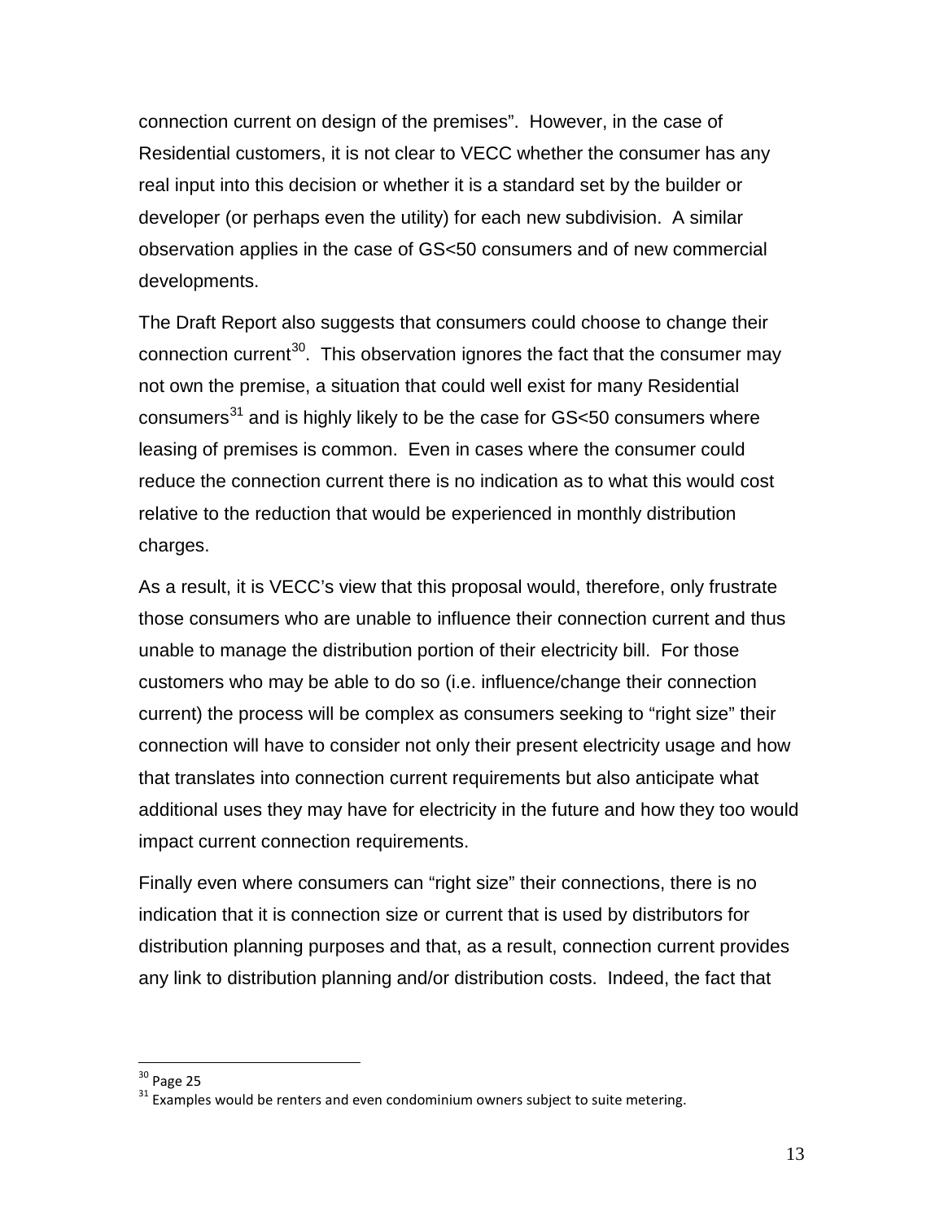connection current on design of the premises". However, in the case of Residential customers, it is not clear to VECC whether the consumer has any real input into this decision or whether it is a standard set by the builder or developer (or perhaps even the utility) for each new subdivision. A similar observation applies in the case of GS<50 consumers and of new commercial developments.

The Draft Report also suggests that consumers could choose to change their connection current[30]. This observation ignores the fact that the consumer may not own the premise, a situation that could well exist for many Residential consumers[31] and is highly likely to be the case for GS<50 consumers where leasing of premises is common. Even in cases where the consumer could reduce the connection current there is no indication as to what this would cost relative to the reduction that would be experienced in monthly distribution charges.

As a result, it is VECC's view that this proposal would, therefore, only frustrate those consumers who are unable to influence their connection current and thus unable to manage the distribution portion of their electricity bill. For those customers who may be able to do so (i.e. influence/change their connection current) the process will be complex as consumers seeking to "right size" their connection will have to consider not only their present electricity usage and how that translates into connection current requirements but also anticipate what additional uses they may have for electricity in the future and how they too would impact current connection requirements.

Finally even where consumers can "right size" their connections, there is no indication that it is connection size or current that is used by distributors for distribution planning purposes and that, as a result, connection current provides any link to distribution planning and/or distribution costs. Indeed, the fact that

[30] Page 25

[31] Examples would be renters and even condominium owners subject to suite metering.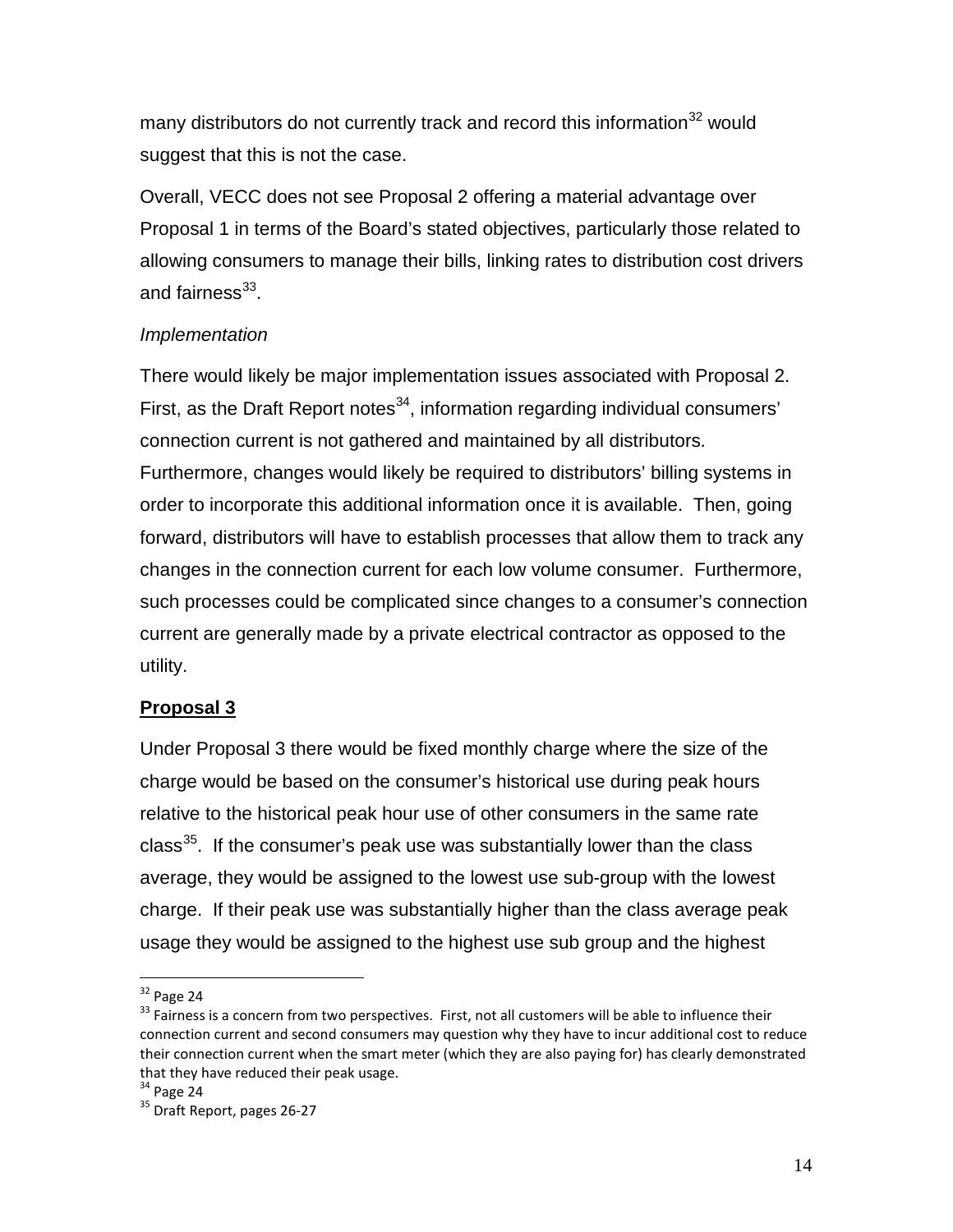many distributors do not currently track and record this information[32] would suggest that this is not the case.

Overall, VECC does not see Proposal 2 offering a material advantage over Proposal 1 in terms of the Board's stated objectives, particularly those related to allowing consumers to manage their bills, linking rates to distribution cost drivers and fairness[33].

*Implementation*

There would likely be major implementation issues associated with Proposal 2. First, as the Draft Report notes[34], information regarding individual consumers' connection current is not gathered and maintained by all distributors. Furthermore, changes would likely be required to distributors' billing systems in order to incorporate this additional information once it is available. Then, going forward, distributors will have to establish processes that allow them to track any changes in the connection current for each low volume consumer. Furthermore, such processes could be complicated since changes to a consumer's connection current are generally made by a private electrical contractor as opposed to the utility.

**<u>Proposal 3</u>**

Under Proposal 3 there would be fixed monthly charge where the size of the charge would be based on the consumer's historical use during peak hours relative to the historical peak hour use of other consumers in the same rate class[35]. If the consumer's peak use was substantially lower than the class average, they would be assigned to the lowest use sub-group with the lowest charge. If their peak use was substantially higher than the class average peak usage they would be assigned to the highest use sub group and the highest

---

[32] Page 24

[33] Fairness is a concern from two perspectives. First, not all customers will be able to influence their connection current and second consumers may question why they have to incur additional cost to reduce their connection current when the smart meter (which they are also paying for) has clearly demonstrated that they have reduced their peak usage.

[34] Page 24

[35] Draft Report, pages 26-27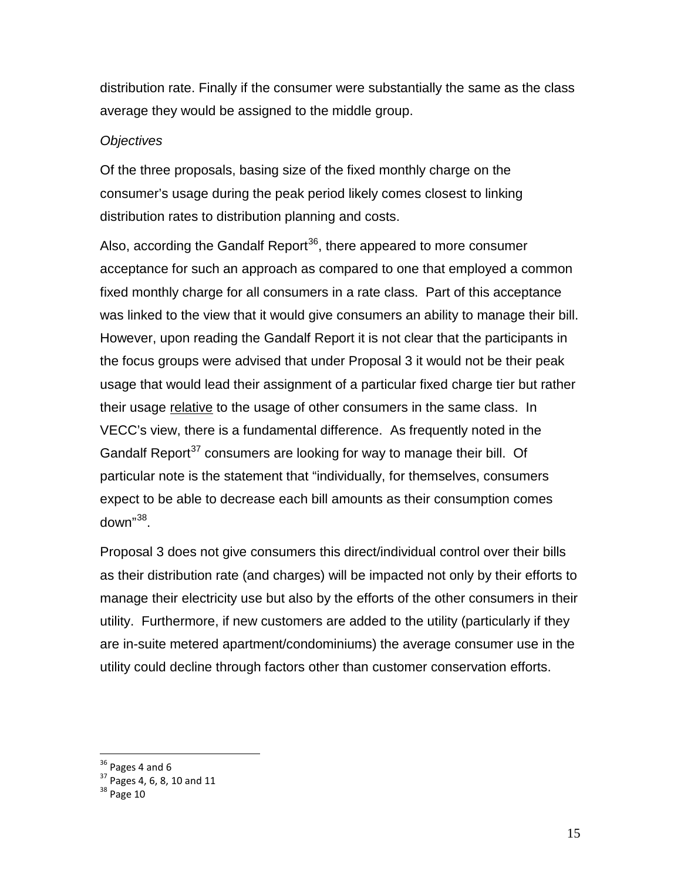distribution rate. Finally if the consumer were substantially the same as the class average they would be assigned to the middle group.

*Objectives*

Of the three proposals, basing size of the fixed monthly charge on the consumer's usage during the peak period likely comes closest to linking distribution rates to distribution planning and costs.

Also, according the Gandalf Report[36], there appeared to more consumer acceptance for such an approach as compared to one that employed a common fixed monthly charge for all consumers in a rate class. Part of this acceptance was linked to the view that it would give consumers an ability to manage their bill. However, upon reading the Gandalf Report it is not clear that the participants in the focus groups were advised that under Proposal 3 it would not be their peak usage that would lead their assignment of a particular fixed charge tier but rather their usage <u>relative</u> to the usage of other consumers in the same class. In VECC's view, there is a fundamental difference. As frequently noted in the Gandalf Report[37] consumers are looking for way to manage their bill. Of particular note is the statement that "individually, for themselves, consumers expect to be able to decrease each bill amounts as their consumption comes down"[38].

Proposal 3 does not give consumers this direct/individual control over their bills as their distribution rate (and charges) will be impacted not only by their efforts to manage their electricity use but also by the efforts of the other consumers in their utility. Furthermore, if new customers are added to the utility (particularly if they are in-suite metered apartment/condominiums) the average consumer use in the utility could decline through factors other than customer conservation efforts.

---

[36] Pages 4 and 6

[37] Pages 4, 6, 8, 10 and 11

[38] Page 10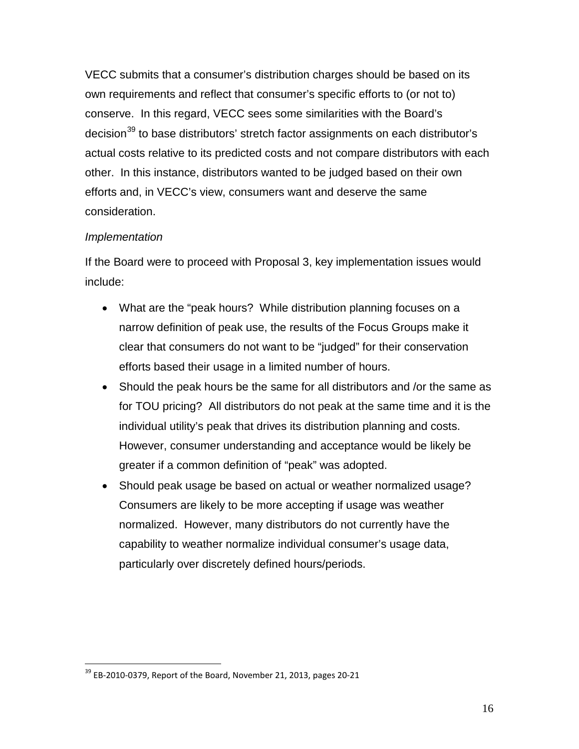VECC submits that a consumer's distribution charges should be based on its own requirements and reflect that consumer's specific efforts to (or not to) conserve. In this regard, VECC sees some similarities with the Board's decision[39] to base distributors' stretch factor assignments on each distributor's actual costs relative to its predicted costs and not compare distributors with each other. In this instance, distributors wanted to be judged based on their own efforts and, in VECC's view, consumers want and deserve the same consideration.

*Implementation*

If the Board were to proceed with Proposal 3, key implementation issues would include:

- What are the "peak hours? While distribution planning focuses on a narrow definition of peak use, the results of the Focus Groups make it clear that consumers do not want to be "judged" for their conservation efforts based their usage in a limited number of hours.
- Should the peak hours be the same for all distributors and /or the same as for TOU pricing? All distributors do not peak at the same time and it is the individual utility's peak that drives its distribution planning and costs. However, consumer understanding and acceptance would be likely be greater if a common definition of "peak" was adopted.
- Should peak usage be based on actual or weather normalized usage? Consumers are likely to be more accepting if usage was weather normalized. However, many distributors do not currently have the capability to weather normalize individual consumer's usage data, particularly over discretely defined hours/periods.

---

[39] EB-2010-0379, Report of the Board, November 21, 2013, pages 20-21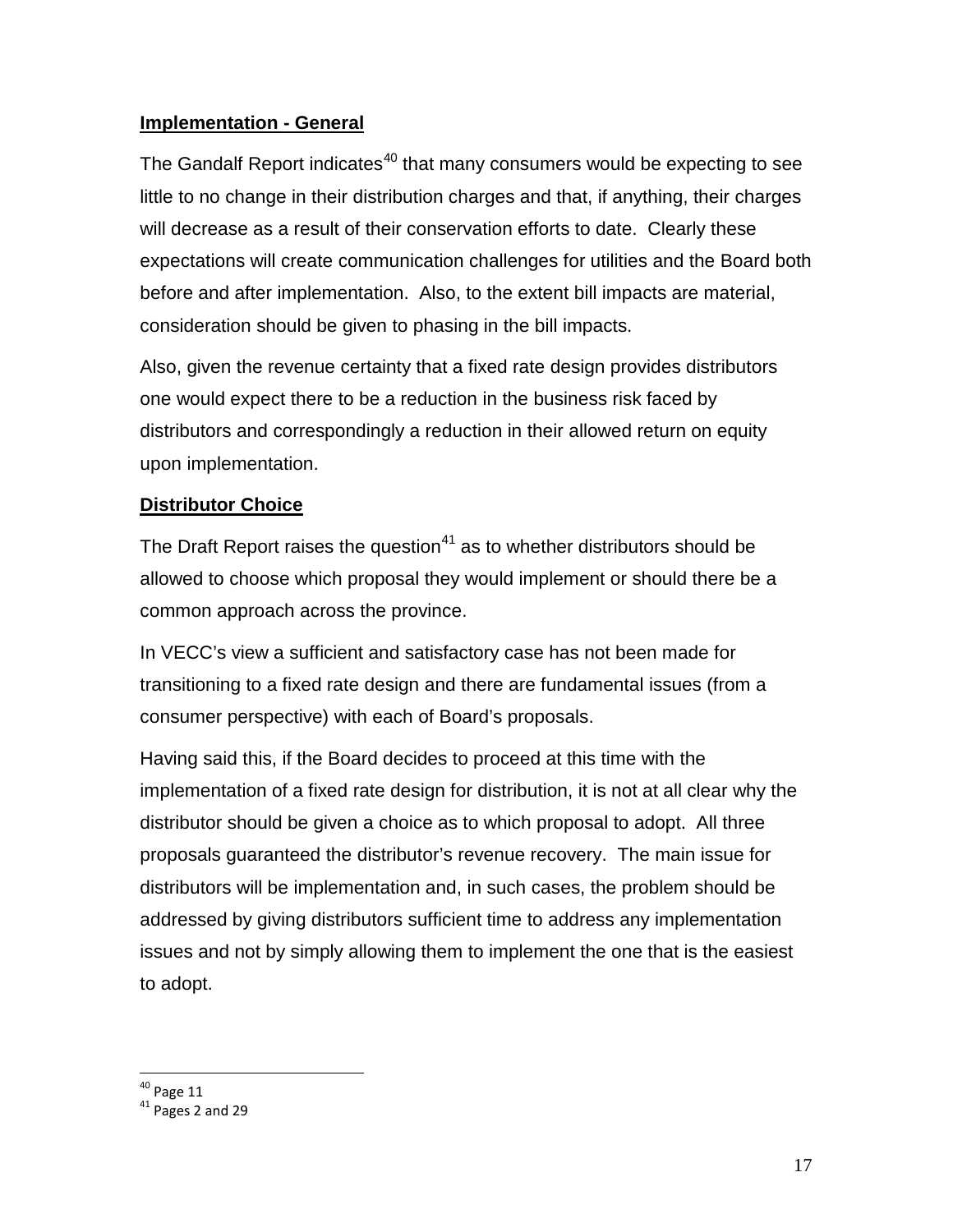**Implementation - General**

The Gandalf Report indicates[40] that many consumers would be expecting to see little to no change in their distribution charges and that, if anything, their charges will decrease as a result of their conservation efforts to date. Clearly these expectations will create communication challenges for utilities and the Board both before and after implementation. Also, to the extent bill impacts are material, consideration should be given to phasing in the bill impacts.

Also, given the revenue certainty that a fixed rate design provides distributors one would expect there to be a reduction in the business risk faced by distributors and correspondingly a reduction in their allowed return on equity upon implementation.

**Distributor Choice**

The Draft Report raises the question[41] as to whether distributors should be allowed to choose which proposal they would implement or should there be a common approach across the province.

In VECC's view a sufficient and satisfactory case has not been made for transitioning to a fixed rate design and there are fundamental issues (from a consumer perspective) with each of Board's proposals.

Having said this, if the Board decides to proceed at this time with the implementation of a fixed rate design for distribution, it is not at all clear why the distributor should be given a choice as to which proposal to adopt. All three proposals guaranteed the distributor's revenue recovery. The main issue for distributors will be implementation and, in such cases, the problem should be addressed by giving distributors sufficient time to address any implementation issues and not by simply allowing them to implement the one that is the easiest to adopt.

---

[40] Page 11

[41] Pages 2 and 29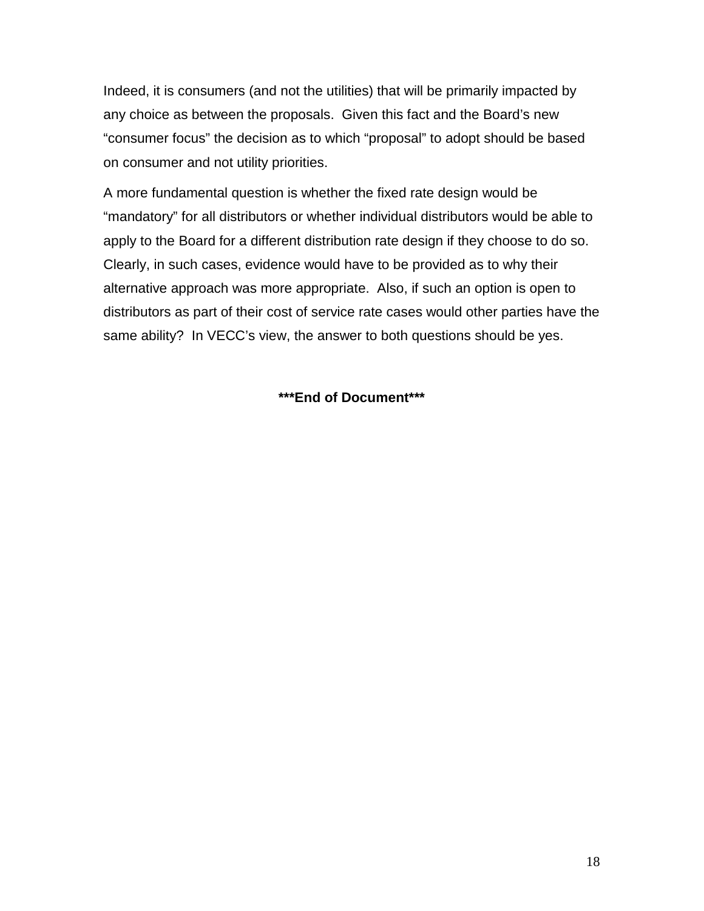Indeed, it is consumers (and not the utilities) that will be primarily impacted by any choice as between the proposals. Given this fact and the Board's new "consumer focus" the decision as to which "proposal" to adopt should be based on consumer and not utility priorities.

A more fundamental question is whether the fixed rate design would be "mandatory" for all distributors or whether individual distributors would be able to apply to the Board for a different distribution rate design if they choose to do so. Clearly, in such cases, evidence would have to be provided as to why their alternative approach was more appropriate. Also, if such an option is open to distributors as part of their cost of service rate cases would other parties have the same ability? In VECC's view, the answer to both questions should be yes.

**\*\*\*End of Document\*\*\***